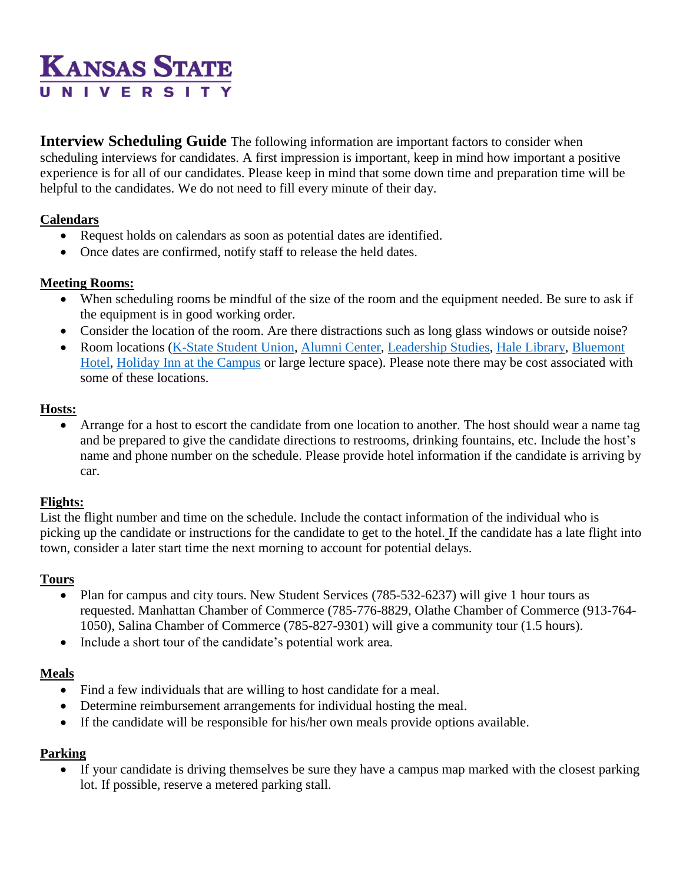# Kansas State University

**Interview Scheduling Guide** The following information are important factors to consider when scheduling interviews for candidates. A first impression is important, keep in mind how important a positive experience is for all of our candidates. Please keep in mind that some down time and preparation time will be helpful to the candidates. We do not need to fill every minute of their day.

## Calendars

- Request holds on calendars as soon as potential dates are identified.
- Once dates are confirmed, notify staff to release the held dates.

## Meeting Rooms:

- When scheduling rooms be mindful of the size of the room and the equipment needed. Be sure to ask if the equipment is in good working order.
- Consider the location of the room. Are there distractions such as long glass windows or outside noise?
- Room locations (K-State Student Union, Alumni Center, Leadership Studies, Hale Library, Bluemont Hotel, Holiday Inn at the Campus or large lecture space). Please note there may be cost associated with some of these locations.

## Hosts:

- Arrange for a host to escort the candidate from one location to another. The host should wear a name tag and be prepared to give the candidate directions to restrooms, drinking fountains, etc. Include the host's name and phone number on the schedule. Please provide hotel information if the candidate is arriving by car.

## Flights:

List the flight number and time on the schedule. Include the contact information of the individual who is picking up the candidate or instructions for the candidate to get to the hotel. If the candidate has a late flight into town, consider a later start time the next morning to account for potential delays.

## Tours

- Plan for campus and city tours. New Student Services (785-532-6237) will give 1 hour tours as requested. Manhattan Chamber of Commerce (785-776-8829, Olathe Chamber of Commerce (913-764-1050), Salina Chamber of Commerce (785-827-9301) will give a community tour (1.5 hours).
- Include a short tour of the candidate's potential work area.

## Meals

- Find a few individuals that are willing to host candidate for a meal.
- Determine reimbursement arrangements for individual hosting the meal.
- If the candidate will be responsible for his/her own meals provide options available.

## Parking

- If your candidate is driving themselves be sure they have a campus map marked with the closest parking lot. If possible, reserve a metered parking stall.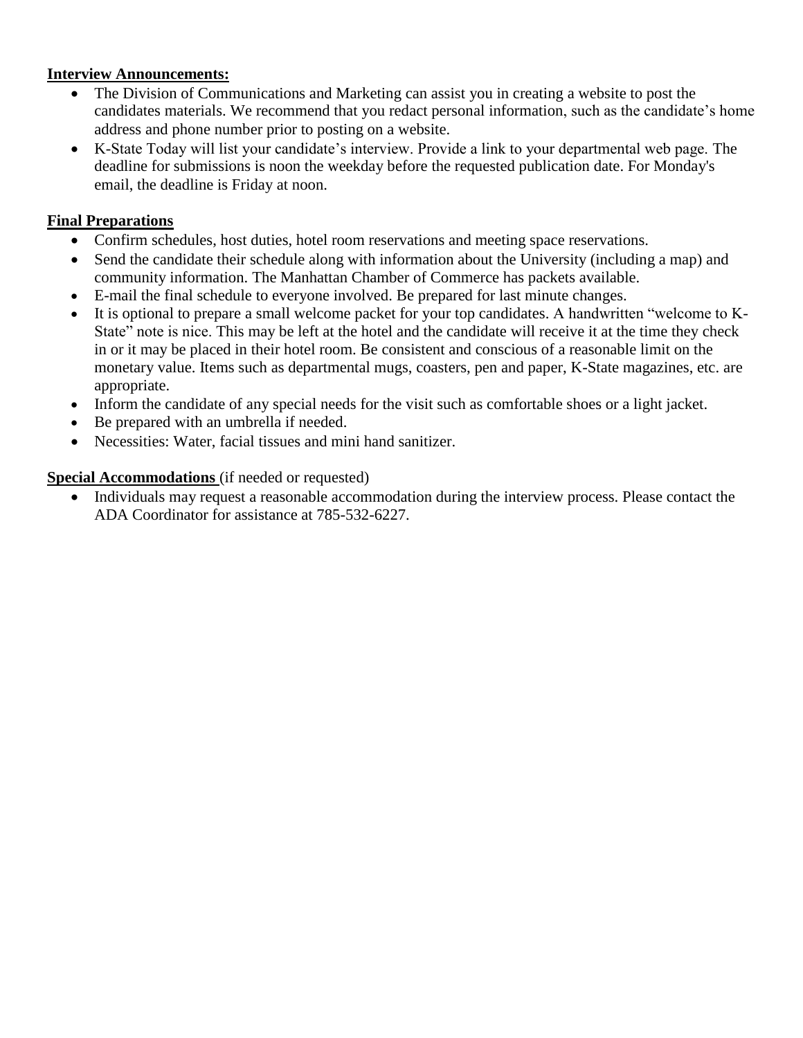**Interview Announcements:**

- The Division of Communications and Marketing can assist you in creating a website to post the candidates materials. We recommend that you redact personal information, such as the candidate's home address and phone number prior to posting on a website.
- K-State Today will list your candidate's interview. Provide a link to your departmental web page. The deadline for submissions is noon the weekday before the requested publication date. For Monday's email, the deadline is Friday at noon.

**Final Preparations**

- Confirm schedules, host duties, hotel room reservations and meeting space reservations.
- Send the candidate their schedule along with information about the University (including a map) and community information. The Manhattan Chamber of Commerce has packets available.
- E-mail the final schedule to everyone involved. Be prepared for last minute changes.
- It is optional to prepare a small welcome packet for your top candidates. A handwritten "welcome to K-State" note is nice. This may be left at the hotel and the candidate will receive it at the time they check in or it may be placed in their hotel room. Be consistent and conscious of a reasonable limit on the monetary value. Items such as departmental mugs, coasters, pen and paper, K-State magazines, etc. are appropriate.
- Inform the candidate of any special needs for the visit such as comfortable shoes or a light jacket.
- Be prepared with an umbrella if needed.
- Necessities: Water, facial tissues and mini hand sanitizer.

**Special Accommodations** (if needed or requested)

- Individuals may request a reasonable accommodation during the interview process. Please contact the ADA Coordinator for assistance at 785-532-6227.